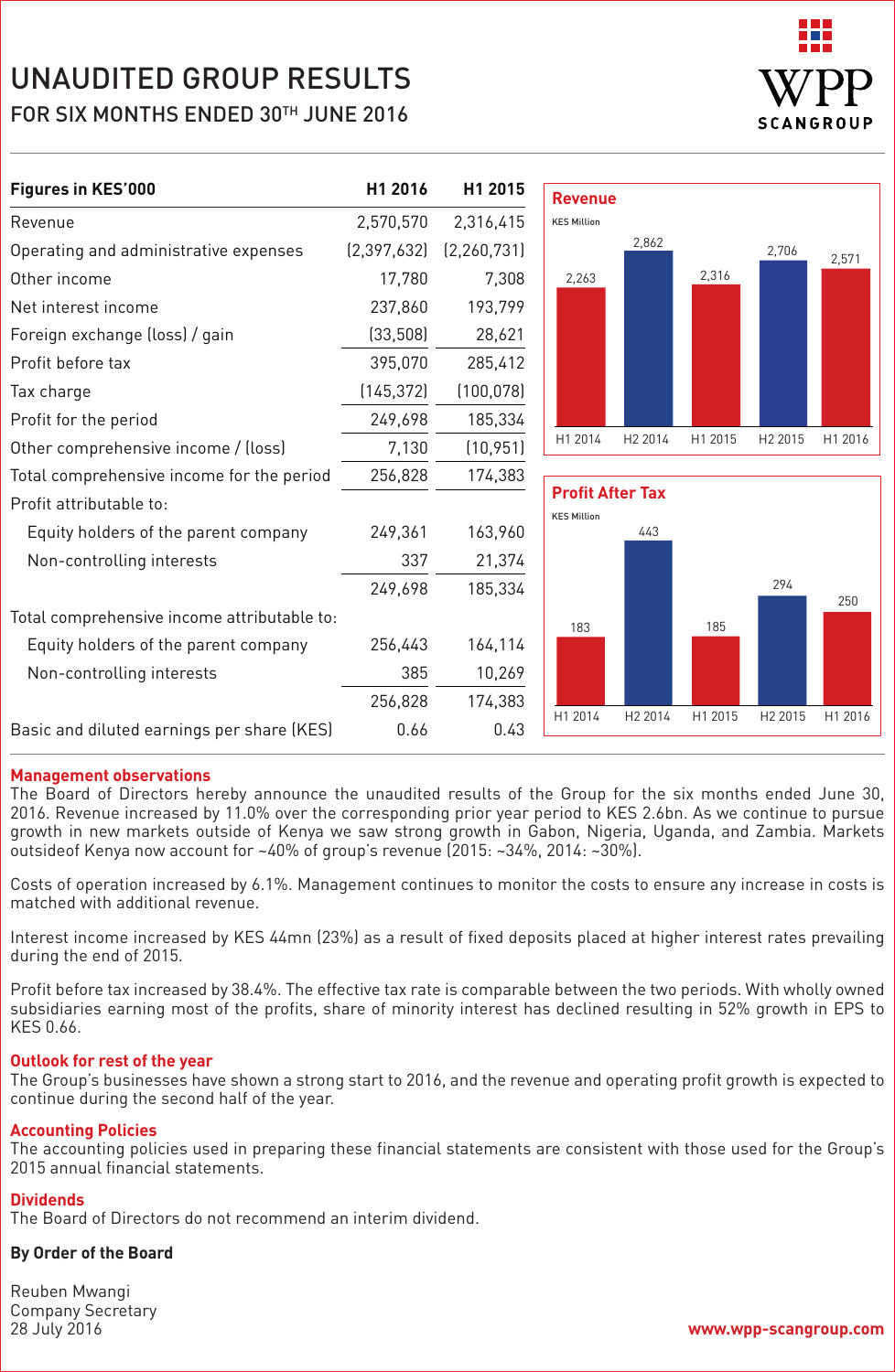# UNAUDITED GROUP RESULTS

## FOR SIX MONTHS ENDED 30TH JUNE 2016

WPP SCANGROUP

| Figures in KES'000 | H1 2016 | H1 2015 |
|---|---|---|
| Revenue | 2,570,570 | 2,316,415 |
| Operating and administrative expenses | (2,397,632) | (2,260,731) |
| Other income | 17,780 | 7,308 |
| Net interest income | 237,860 | 193,799 |
| Foreign exchange (loss) / gain | (33,508) | 28,621 |
| Profit before tax | 395,070 | 285,412 |
| Tax charge | (145,372) | (100,078) |
| Profit for the period | 249,698 | 185,334 |
| Other comprehensive income / (loss) | 7,130 | (10,951) |
| Total comprehensive income for the period | 256,828 | 174,383 |
| Profit attributable to: | | |
| Equity holders of the parent company | 249,361 | 163,960 |
| Non-controlling interests | 337 | 21,374 |
| | 249,698 | 185,334 |
| Total comprehensive income attributable to: | | |
| Equity holders of the parent company | 256,443 | 164,114 |
| Non-controlling interests | 385 | 10,269 |
| | 256,828 | 174,383 |
| Basic and diluted earnings per share (KES) | 0.66 | 0.43 |

**Revenue**

KES Million

| H1 2014 | H2 2014 | H1 2015 | H2 2015 | H1 2016 |
|---|---|---|---|---|
| 2,263 | 2,862 | 2,316 | 2,706 | 2,571 |

**Profit After Tax**

KES Million

| H1 2014 | H2 2014 | H1 2015 | H2 2015 | H1 2016 |
|---|---|---|---|---|
| 183 | 443 | 185 | 294 | 250 |

### Management observations

The Board of Directors hereby announce the unaudited results of the Group for the six months ended June 30, 2016. Revenue increased by 11.0% over the corresponding prior year period to KES 2.6bn. As we continue to pursue growth in new markets outside of Kenya we saw strong growth in Gabon, Nigeria, Uganda, and Zambia. Markets outsideof Kenya now account for ~40% of group's revenue (2015: ~34%, 2014: ~30%).

Costs of operation increased by 6.1%. Management continues to monitor the costs to ensure any increase in costs is matched with additional revenue.

Interest income increased by KES 44mn (23%) as a result of fixed deposits placed at higher interest rates prevailing during the end of 2015.

Profit before tax increased by 38.4%. The effective tax rate is comparable between the two periods. With wholly owned subsidiaries earning most of the profits, share of minority interest has declined resulting in 52% growth in EPS to KES 0.66.

### Outlook for rest of the year

The Group's businesses have shown a strong start to 2016, and the revenue and operating profit growth is expected to continue during the second half of the year.

### Accounting Policies

The accounting policies used in preparing these financial statements are consistent with those used for the Group's 2015 annual financial statements.

### Dividends

The Board of Directors do not recommend an interim dividend.

**By Order of the Board**

Reuben Mwangi
Company Secretary
28 July 2016

www.wpp-scangroup.com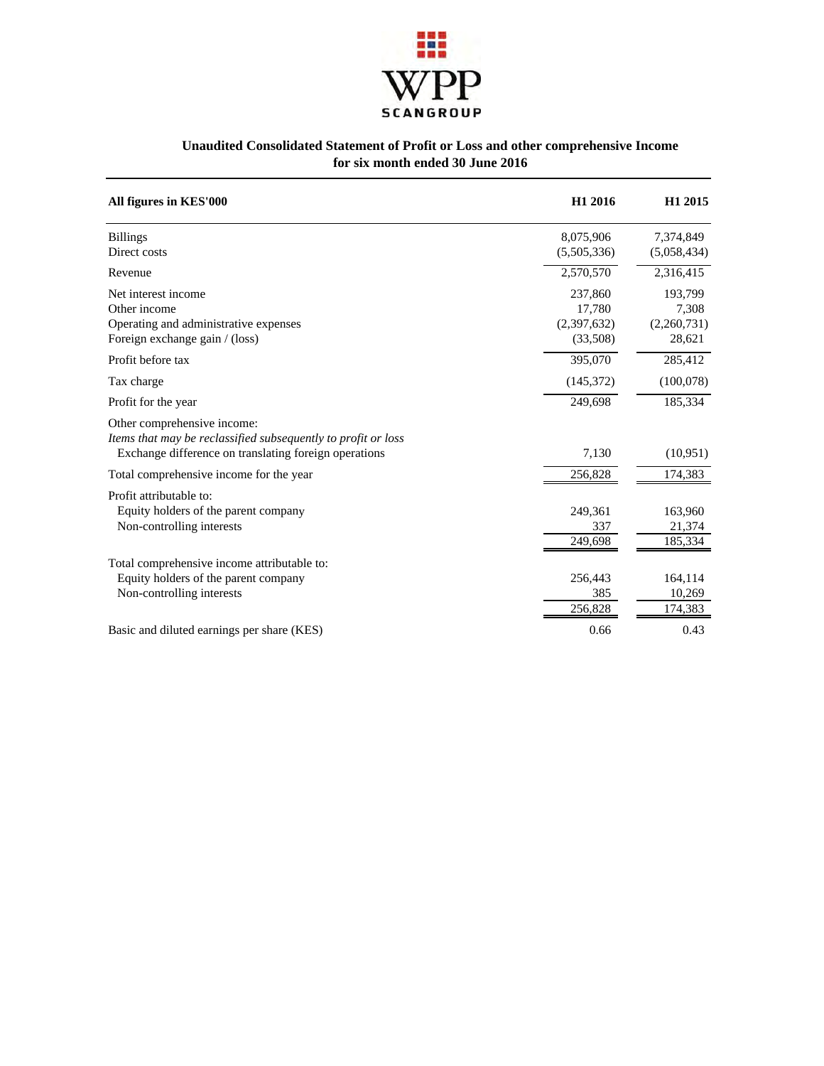WPP SCANGROUP

## Unaudited Consolidated Statement of Profit or Loss and other comprehensive Income for six month ended 30 June 2016

| All figures in KES'000 | H1 2016 | H1 2015 |
|---|---|---|
| Billings | 8,075,906 | 7,374,849 |
| Direct costs | (5,505,336) | (5,058,434) |
| Revenue | 2,570,570 | 2,316,415 |
| Net interest income | 237,860 | 193,799 |
| Other income | 17,780 | 7,308 |
| Operating and administrative expenses | (2,397,632) | (2,260,731) |
| Foreign exchange gain / (loss) | (33,508) | 28,621 |
| Profit before tax | 395,070 | 285,412 |
| Tax charge | (145,372) | (100,078) |
| Profit for the year | 249,698 | 185,334 |
| Other comprehensive income: | | |
| *Items that may be reclassified subsequently to profit or loss* | | |
| Exchange difference on translating foreign operations | 7,130 | (10,951) |
| Total comprehensive income for the year | 256,828 | 174,383 |
| Profit attributable to: | | |
| Equity holders of the parent company | 249,361 | 163,960 |
| Non-controlling interests | 337 | 21,374 |
| | 249,698 | 185,334 |
| Total comprehensive income attributable to: | | |
| Equity holders of the parent company | 256,443 | 164,114 |
| Non-controlling interests | 385 | 10,269 |
| | 256,828 | 174,383 |
| Basic and diluted earnings per share (KES) | 0.66 | 0.43 |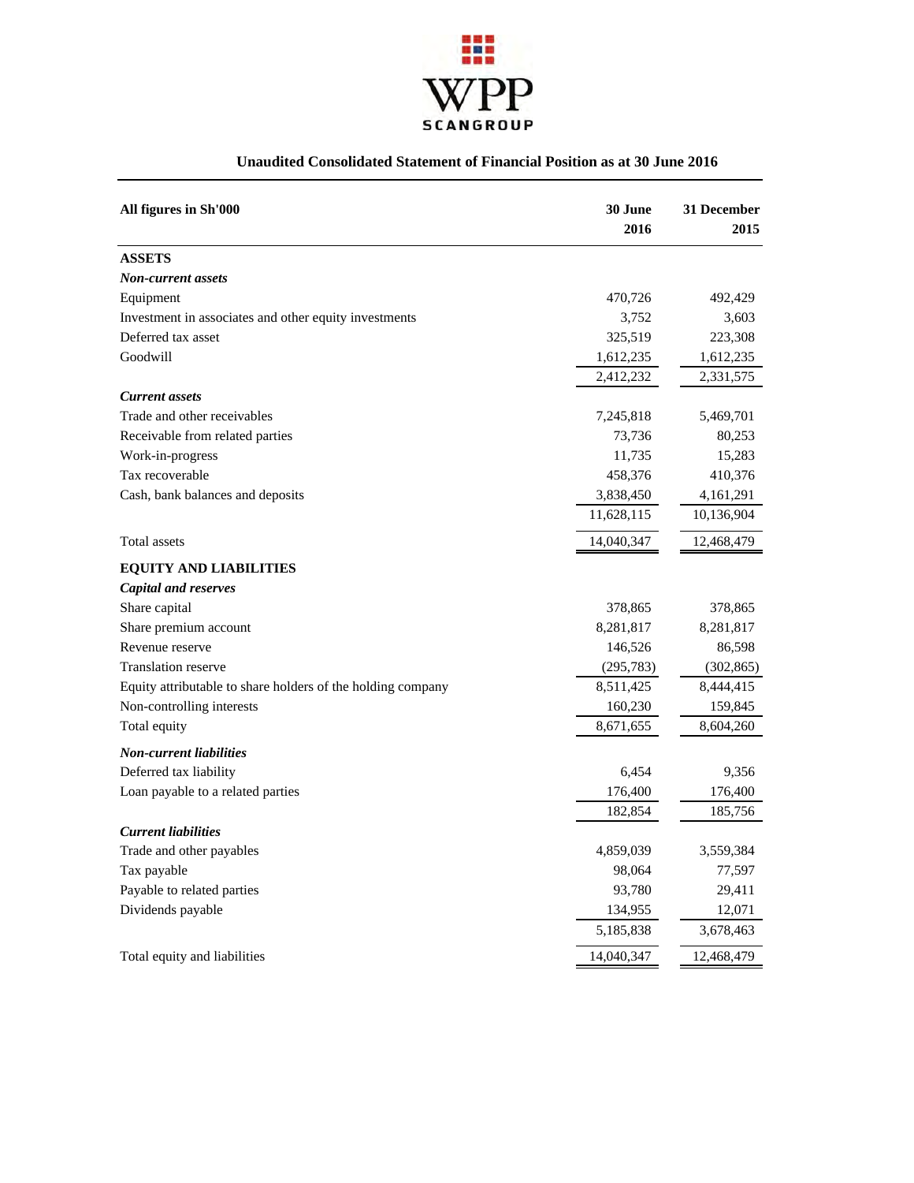WPP SCANGROUP

## Unaudited Consolidated Statement of Financial Position as at 30 June 2016

| All figures in Sh'000 | 30 June 2016 | 31 December 2015 |
|---|---|---|
| **ASSETS** | | |
| ***Non-current assets*** | | |
| Equipment | 470,726 | 492,429 |
| Investment in associates and other equity investments | 3,752 | 3,603 |
| Deferred tax asset | 325,519 | 223,308 |
| Goodwill | 1,612,235 | 1,612,235 |
| | 2,412,232 | 2,331,575 |
| ***Current assets*** | | |
| Trade and other receivables | 7,245,818 | 5,469,701 |
| Receivable from related parties | 73,736 | 80,253 |
| Work-in-progress | 11,735 | 15,283 |
| Tax recoverable | 458,376 | 410,376 |
| Cash, bank balances and deposits | 3,838,450 | 4,161,291 |
| | 11,628,115 | 10,136,904 |
| Total assets | 14,040,347 | 12,468,479 |
| **EQUITY AND LIABILITIES** | | |
| ***Capital and reserves*** | | |
| Share capital | 378,865 | 378,865 |
| Share premium account | 8,281,817 | 8,281,817 |
| Revenue reserve | 146,526 | 86,598 |
| Translation reserve | (295,783) | (302,865) |
| Equity attributable to share holders of the holding company | 8,511,425 | 8,444,415 |
| Non-controlling interests | 160,230 | 159,845 |
| Total equity | 8,671,655 | 8,604,260 |
| ***Non-current liabilities*** | | |
| Deferred tax liability | 6,454 | 9,356 |
| Loan payable to a related parties | 176,400 | 176,400 |
| | 182,854 | 185,756 |
| ***Current liabilities*** | | |
| Trade and other payables | 4,859,039 | 3,559,384 |
| Tax payable | 98,064 | 77,597 |
| Payable to related parties | 93,780 | 29,411 |
| Dividends payable | 134,955 | 12,071 |
| | 5,185,838 | 3,678,463 |
| Total equity and liabilities | 14,040,347 | 12,468,479 |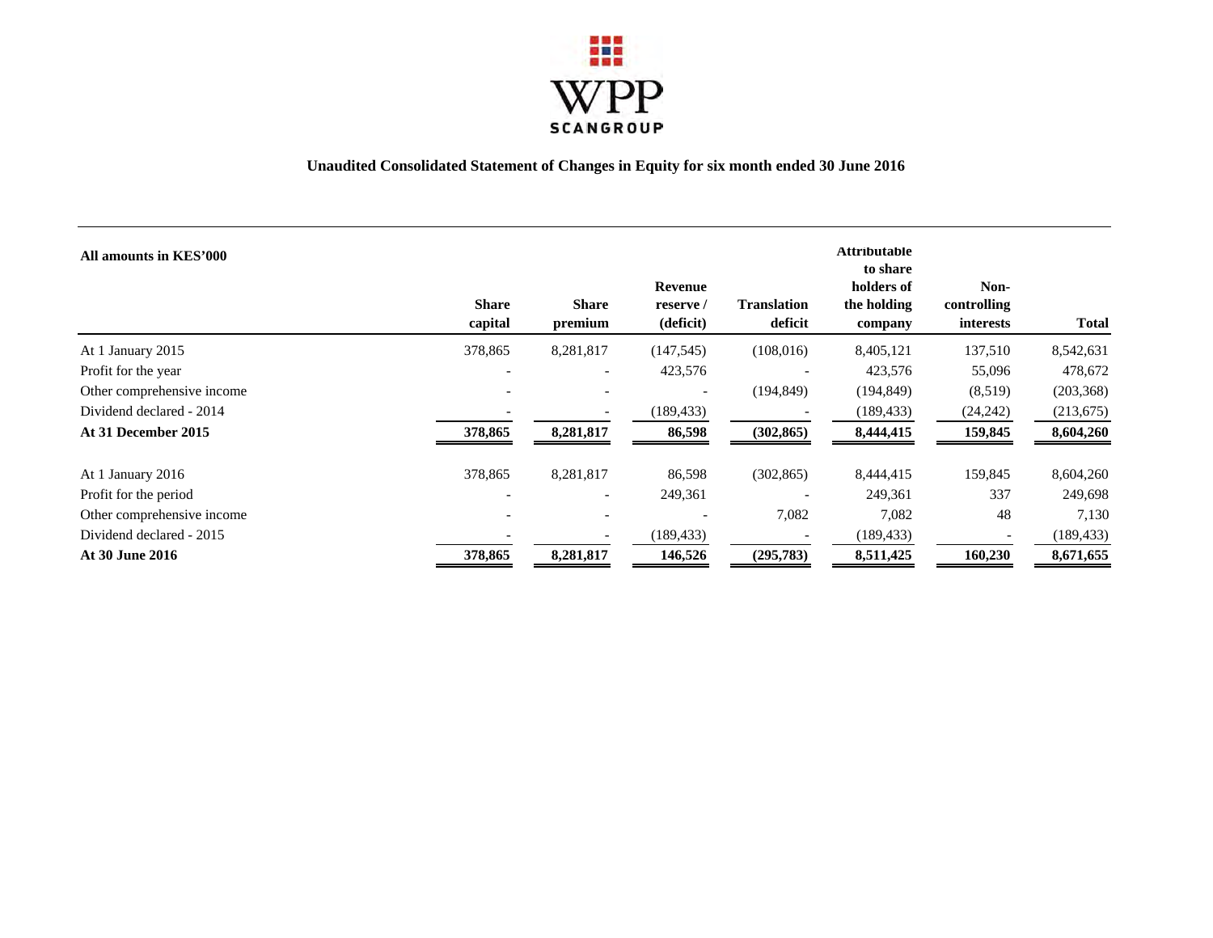WPP SCANGROUP

## Unaudited Consolidated Statement of Changes in Equity for six month ended 30 June 2016

| All amounts in KES'000 | Share capital | Share premium | Revenue reserve / (deficit) | Translation deficit | Attributable to share holders of the holding company | Non-controlling interests | Total |
|---|---|---|---|---|---|---|---|
| At 1 January 2015 | 378,865 | 8,281,817 | (147,545) | (108,016) | 8,405,121 | 137,510 | 8,542,631 |
| Profit for the year | - | - | 423,576 | - | 423,576 | 55,096 | 478,672 |
| Other comprehensive income | - | - | - | (194,849) | (194,849) | (8,519) | (203,368) |
| Dividend declared - 2014 | - | - | (189,433) | - | (189,433) | (24,242) | (213,675) |
| **At 31 December 2015** | **378,865** | **8,281,817** | **86,598** | **(302,865)** | **8,444,415** | **159,845** | **8,604,260** |
| At 1 January 2016 | 378,865 | 8,281,817 | 86,598 | (302,865) | 8,444,415 | 159,845 | 8,604,260 |
| Profit for the period | - | - | 249,361 | - | 249,361 | 337 | 249,698 |
| Other comprehensive income | - | - | - | 7,082 | 7,082 | 48 | 7,130 |
| Dividend declared - 2015 | - | - | (189,433) | - | (189,433) | - | (189,433) |
| **At 30 June 2016** | **378,865** | **8,281,817** | **146,526** | **(295,783)** | **8,511,425** | **160,230** | **8,671,655** |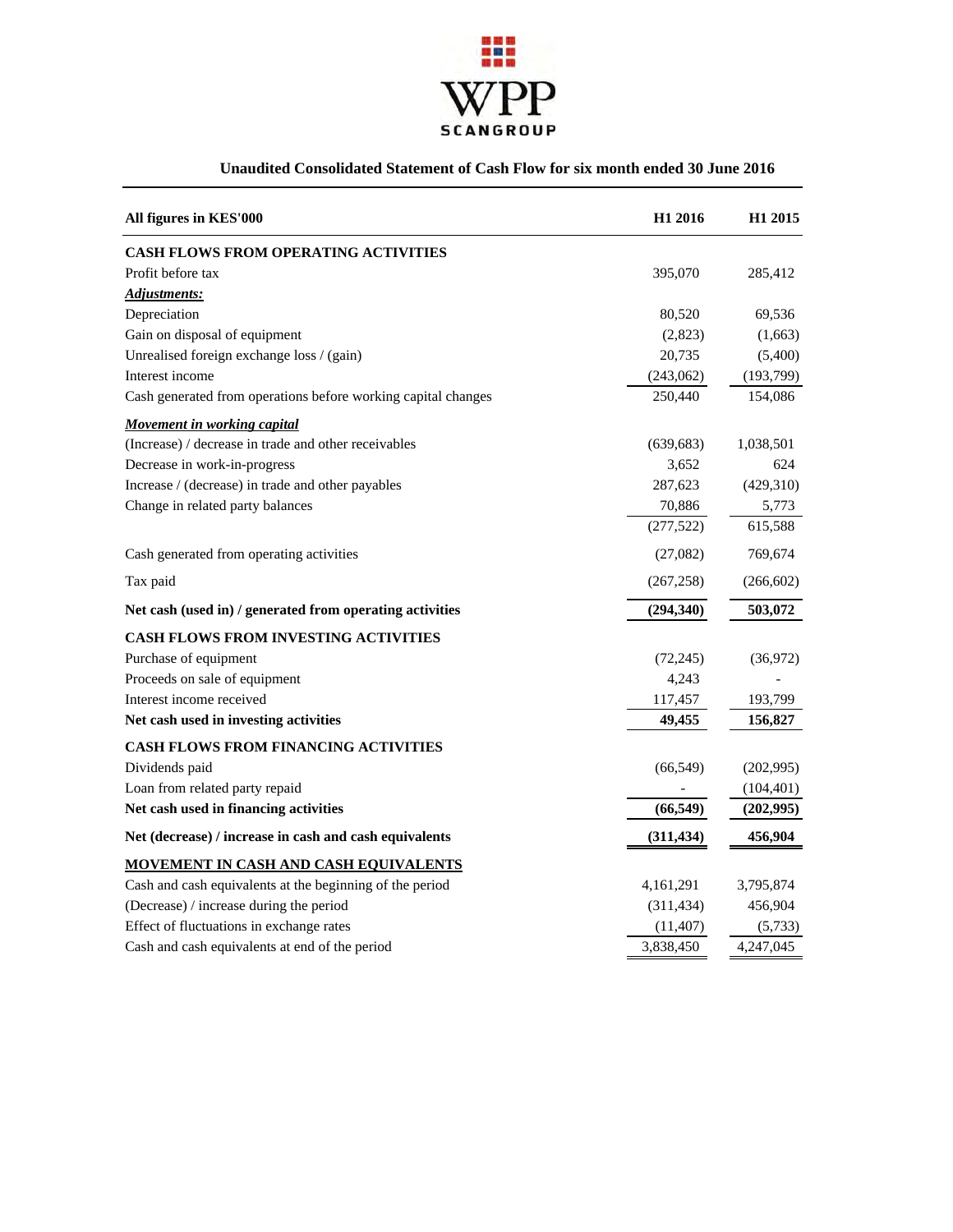WPP SCANGROUP

## Unaudited Consolidated Statement of Cash Flow for six month ended 30 June 2016

| All figures in KES'000 | H1 2016 | H1 2015 |
|---|---|---|
| **CASH FLOWS FROM OPERATING ACTIVITIES** | | |
| Profit before tax | 395,070 | 285,412 |
| ***Adjustments:*** | | |
| Depreciation | 80,520 | 69,536 |
| Gain on disposal of equipment | (2,823) | (1,663) |
| Unrealised foreign exchange loss / (gain) | 20,735 | (5,400) |
| Interest income | (243,062) | (193,799) |
| Cash generated from operations before working capital changes | 250,440 | 154,086 |
| ***Movement in working capital*** | | |
| (Increase) / decrease in trade and other receivables | (639,683) | 1,038,501 |
| Decrease in work-in-progress | 3,652 | 624 |
| Increase / (decrease) in trade and other payables | 287,623 | (429,310) |
| Change in related party balances | 70,886 | 5,773 |
| | (277,522) | 615,588 |
| Cash generated from operating activities | (27,082) | 769,674 |
| Tax paid | (267,258) | (266,602) |
| **Net cash (used in) / generated from operating activities** | **(294,340)** | **503,072** |
| **CASH FLOWS FROM INVESTING ACTIVITIES** | | |
| Purchase of equipment | (72,245) | (36,972) |
| Proceeds on sale of equipment | 4,243 | - |
| Interest income received | 117,457 | 193,799 |
| **Net cash used in investing activities** | **49,455** | **156,827** |
| **CASH FLOWS FROM FINANCING ACTIVITIES** | | |
| Dividends paid | (66,549) | (202,995) |
| Loan from related party repaid | - | (104,401) |
| **Net cash used in financing activities** | **(66,549)** | **(202,995)** |
| **Net (decrease) / increase in cash and cash equivalents** | **(311,434)** | **456,904** |
| **MOVEMENT IN CASH AND CASH EQUIVALENTS** | | |
| Cash and cash equivalents at the beginning of the period | 4,161,291 | 3,795,874 |
| (Decrease) / increase during the period | (311,434) | 456,904 |
| Effect of fluctuations in exchange rates | (11,407) | (5,733) |
| Cash and cash equivalents at end of the period | 3,838,450 | 4,247,045 |